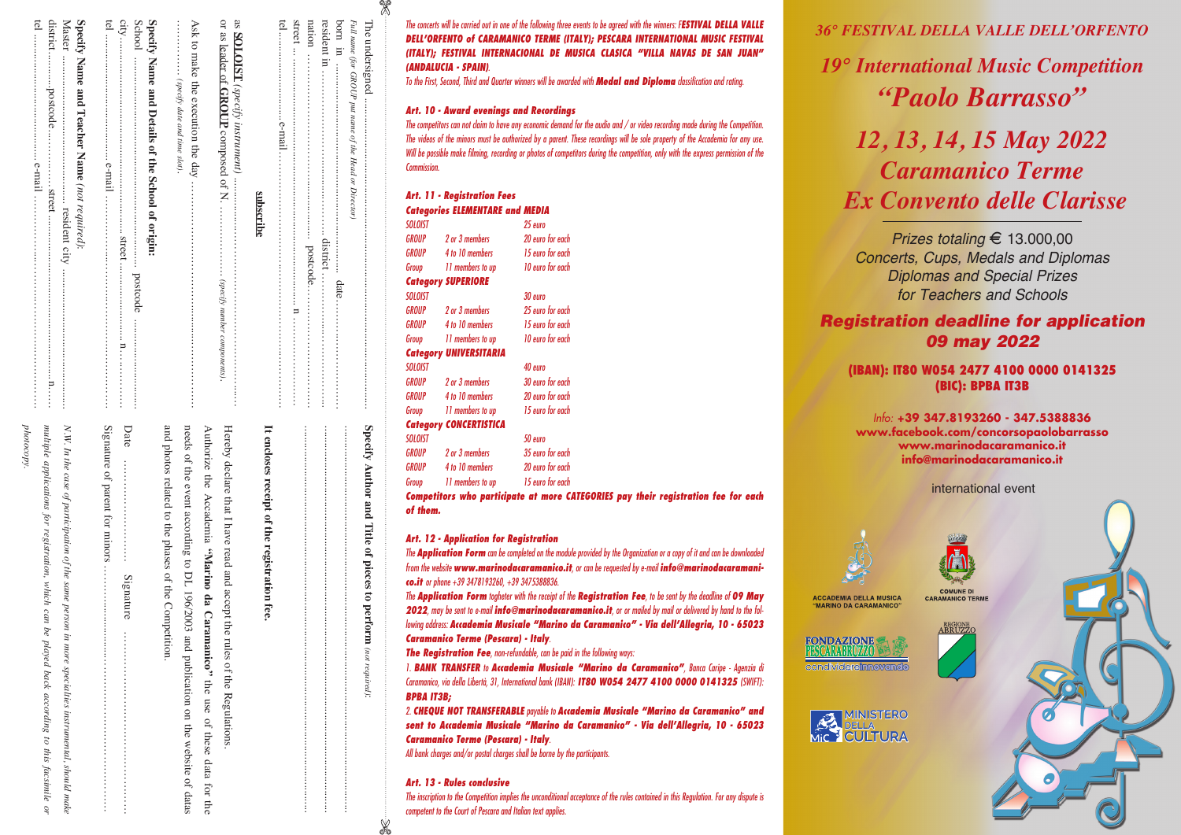*The concerts will be carried out in one of the following three events to be agreed with the winners:* ***FESTIVAL DELLA VALLE DELL'ORFENTO of CARAMANICO TERME (ITALY); PESCARA INTERNATIONAL MUSIC FESTIVAL (ITALY); FESTIVAL INTERNACIONAL DE MUSICA CLASICA "VILLA NAVAS DE SAN JUAN" (ANDALUCIA - SPAIN)****.*

*To the First, Second, Third and Quarter winners will be awarded with* ***Medal and Diploma*** *classification and rating.*

### Art. 10 - Award evenings and Recordings

*The competitors can not claim to have any economic demand for the audio and / or video recording made during the Competition. The videos of the minors must be authorized by a parent. These recordings will be sole property of the Accademia for any use. Will be possible make filming, recording or photos of competitors during the competition, only with the express permission of the Commission.*

### Art. 11 - Registration Fees

**Categories ELEMENTARE and MEDIA**

| | | |
|---|---|---|
| SOLOIST | | 25 euro |
| GROUP | 2 or 3 members | 20 euro for each |
| GROUP | 4 to 10 members | 15 euro for each |
| Group | 11 members to up | 10 euro for each |

**Category SUPERIORE**

| | | |
|---|---|---|
| SOLOIST | | 30 euro |
| GROUP | 2 or 3 members | 25 euro for each |
| GROUP | 4 to 10 members | 15 euro for each |
| Group | 11 members to up | 10 euro for each |

**Category UNIVERSITARIA**

| | | |
|---|---|---|
| SOLOIST | | 40 euro |
| GROUP | 2 or 3 members | 30 euro for each |
| GROUP | 4 to 10 members | 20 euro for each |
| Group | 11 members to up | 15 euro for each |

**Category CONCERTISTICA**

| | | |
|---|---|---|
| SOLOIST | | 50 euro |
| GROUP | 2 or 3 members | 35 euro for each |
| GROUP | 4 to 10 members | 20 euro for each |
| Group | 11 members to up | 15 euro for each |

***Competitors who participate at more CATEGORIES pay their registration fee for each of them.***

### Art. 12 - Application for Registration

*The* ***Application Form*** *can be completed on the module provided by the Organization or a copy of it and can be downloaded from the website* ***www.marinodacaramanico.it****, or can be requested by e-mail* ***info@marinodacaramanico.it*** *or phone +39 3478193260, +39 3475388836.*

*The* ***Application Form*** *togheter with the receipt of the* ***Registration Fee****, to be sent by the deadline of* ***09 May 2022****, may be sent to e-mail* ***info@marinodacaramanico.it****, or or mailed by mail or delivered by hand to the following address:* ***Accademia Musicale "Marino da Caramanico" - Via dell'Allegria, 10 - 65023 Caramanico Terme (Pescara) - Italy****.*

***The Registration Fee****, non-refundable, can be paid in the following ways:*

*1.* ***BANK TRANSFER*** *to* ***Accademia Musicale "Marino da Caramanico"****, Banca Caripe - Agenzia di Caramanico, via della Libertà, 31, International bank (IBAN):* ***IT80 W054 2477 4100 0000 0141325*** *(SWIFT):* ***BPBA IT3B;***

*2.* ***CHEQUE NOT TRANSFERABLE*** *payable to* ***Accademia Musicale "Marino da Caramanico" and sent to Accademia Musicale "Marino da Caramanico" - Via dell'Allegria, 10 - 65023 Caramanico Terme (Pescara) - Italy****.*

*All bank charges and/or postal charges shall be borne by the participants.*

### Art. 13 - Rules conclusive

*The inscription to the Competition implies the unconditional acceptance of the rules contained in this Regulation. For any dispute is competent to the Court of Pescara and Italian text applies.*

---

*36° FESTIVAL DELLA VALLE DELL'ORFENTO*

# 19° International Music Competition "Paolo Barrasso"

## 12, 13, 14, 15 May 2022
## Caramanico Terme
## Ex Convento delle Clarisse

*Prizes totaling € 13.000,00*
*Concerts, Cups, Medals and Diplomas*
*Diplomas and Special Prizes*
*for Teachers and Schools*

***Registration deadline for application 09 may 2022***

**(IBAN): IT80 W054 2477 4100 0000 0141325**
**(BIC): BPBA IT3B**

*Info:* **+39 347.8193260 - 347.5388836**
**www.facebook.com/concorsopaolobarrasso**
**www.marinodacaramanico.it**
**info@marinodacaramanico.it**

international event

ACCADEMIA DELLA MUSICA "MARINO DA CARAMANICO"
COMUNE DI CARAMANICO TERME
FONDAZIONE PESCARABRUZZO condividere innovando
REGIONE ABRUZZO
MINISTERO DELLA CULTURA MiC

---

## subscribe

The undersigned ........................................................................................
*Full name (for GROUP put name of the Head or Director)*
born in ............................................................ date ............................
resident in ........................................................ district ........................
nation ............................................................... postcode .....................
street .................................................................................... n ..........
tel ......................... e-mail .....................................................................

as **SOLOIST** *(specify instrument)* ......................................................
or as **leader of GROUP** composed of N. ................. *(specify number components)*.

Ask to make the execution the day ..........................................................
................. *(specify date and time slot)*.

**Specify Name and Details of the School of origin:**
School .................................................................. postcode ................
city ............................................ street ............................................ n. .......
tel ......................... e-mail ...........................................................................

**Specify Name and Teacher Name** *(not required)*:
Master ................................... resident city ................................................
district ............ postcode ............ street ............................................ n. .......
tel ......................... e-mail ...........................................................................

**Specify Author and Title of pieces to perform** *(not required)*:
....................................................................................................................
....................................................................................................................
....................................................................................................................

**It encloses receipt of the registration fee.**

Hereby declare that I have read and accept the rules of the Regulations.

Authorize the Accademia **"Marino da Caramanico"** the use of these data for the needs of the event according to DL 196/2003 and publication on the website of datas and photos related to the phases of the Competition.

Date ........................ Signature ..........................................................

Signature of parent for minors ......................................................................

*N.W. In the case of participation of the same person in more specialties instrumental, should make multiple applications for registration, which can be played back according to this facsimile or photocopy.*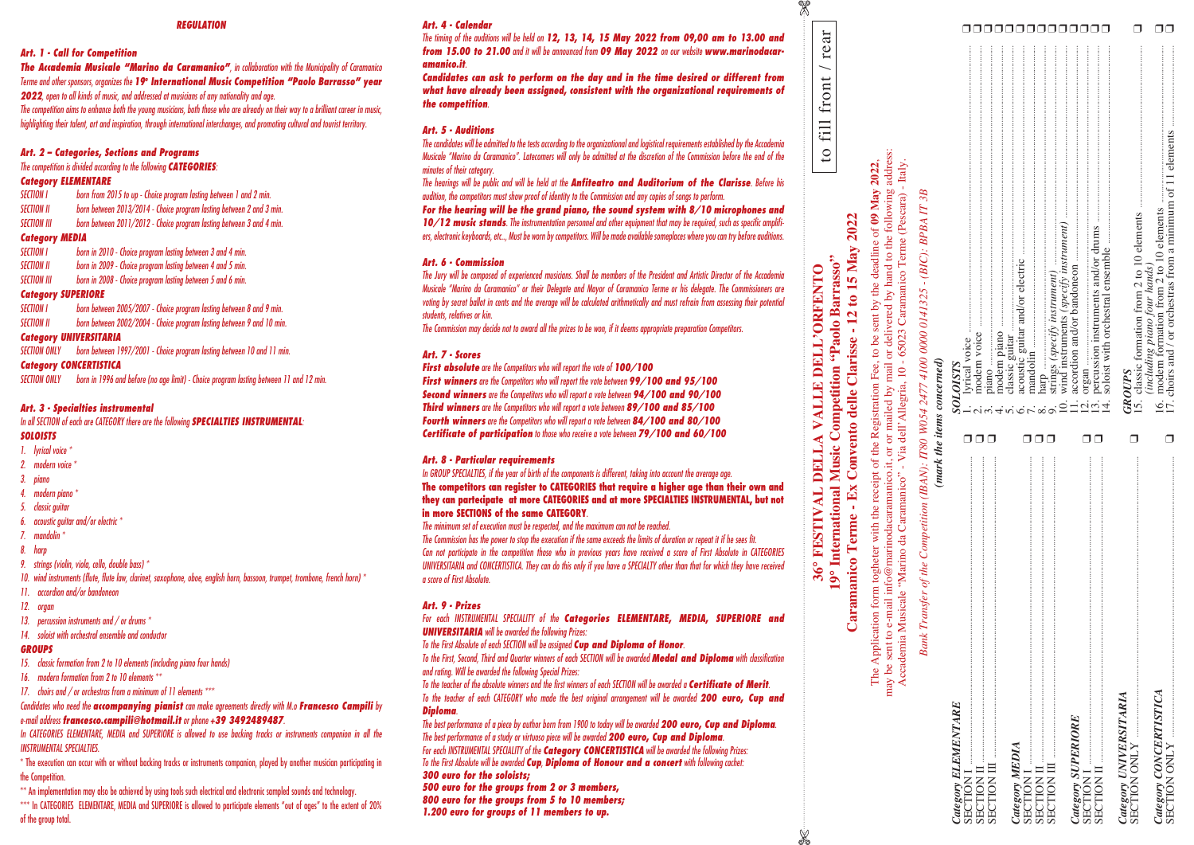## REGULATION

### Art. 1 - Call for Competition

***The Accademia Musicale "Marino da Caramanico"**, in collaboration with the Municipality of Caramanico Terme and other sponsors, organizes the **19° International Music Competition "Paolo Barrasso" year 2022**, open to all kinds of music, and addressed at musicians of any nationality and age.*

*The competition aims to enhance both the young musicians, both those who are already on their way to a brilliant career in music, highlighting their talent, art and inspiration, through international interchanges, and promoting cultural and tourist territory.*

### Art. 2 – Categories, Sections and Programs

*The competition is divided according to the following **CATEGORIES**:*

**Category ELEMENTARE**

- SECTION I — born from 2015 to up - Choice program lasting between 1 and 2 min.
- SECTION II — born between 2013/2014 - Choice program lasting between 2 and 3 min.
- SECTION III — born between 2011/2012 - Choice program lasting between 3 and 4 min.

**Category MEDIA**

- SECTION I — born in 2010 - Choice program lasting between 3 and 4 min.
- SECTION II — born in 2009 - Choice program lasting between 4 and 5 min.
- SECTION III — born in 2008 - Choice program lasting between 5 and 6 min.

**Category SUPERIORE**

- SECTION I — born between 2005/2007 - Choice program lasting between 8 and 9 min.
- SECTION II — born between 2002/2004 - Choice program lasting between 9 and 10 min.

**Category UNIVERSITARIA**

- SECTION ONLY — born between 1997/2001 - Choice program lasting between 10 and 11 min.

**Category CONCERTISTICA**

- SECTION ONLY — born in 1996 and before (no age limit) - Choice program lasting between 11 and 12 min.

### Art. 3 - Specialties instrumental

*In all SECTION of each are CATEGORY there are the following **SPECIALTIES INSTRUMENTAL**:*

**SOLOISTS**

1. lyrical voice *
2. modern voice *
3. piano
4. modern piano *
5. classic guitar
6. acoustic guitar and/or electric *
7. mandolin *
8. harp
9. strings (violin, viola, cello, double bass) *
10. wind instruments (flute, flute law, clarinet, saxophone, oboe, english horn, bassoon, trumpet, trombone, french horn) *
11. accordion and/or bandoneon
12. organ
13. percussion instruments and / or drums *
14. soloist with orchestral ensemble and conductor

**GROUPS**

15. classic formation from 2 to 10 elements (including piano four hands)
16. modern formation from 2 to 10 elements **
17. choirs and / or orchestras from a minimum of 11 elements ***

*Candidates who need the **accompanying pianist** can make agreements directly with M.o **Francesco Campili** by e-mail address **francesco.campili@hotmail.it** or phone **+39 3492489487**.*

*In CATEGORIES ELEMENTARE, MEDIA and SUPERIORE is allowed to use backing tracks or instruments companion in all the INSTRUMENTAL SPECIALTIES.*

\* The execution can occur with or without backing tracks or instruments companion, played by another musician participating in the Competition.

\*\* An implementation may also be achieved by using tools such electrical and electronic sampled sounds and technology.

\*\*\* In CATEGORIES ELEMENTARE, MEDIA and SUPERIORE is allowed to participate elements "out of ages" to the extent of 20% of the group total.

### Art. 4 - Calendar

*The timing of the auditions will be held on **12, 13, 14, 15 May 2022 from 09,00 am to 13.00 and from 15.00 to 21.00** and it will be announced from **09 May 2022** on our website **www.marinodacaramanico.it**.*

***Candidates can ask to perform on the day and in the time desired or different from what have already been assigned, consistent with the organizational requirements of the competition.***

### Art. 5 - Auditions

*The candidates will be admitted to the tests according to the organizational and logistical requirements established by the Accademia Musicale "Marino da Caramanico". Latecomers will only be admitted at the discretion of the Commission before the end of the minutes of their category.*

*The hearings will be public and will be held at the **Anfiteatro and Auditorium of the Clarisse**. Before his audition, the competitors must show proof of identity to the Commission and any copies of songs to perform.*

***For the hearing will be the grand piano, the sound system with 8/10 microphones and 10/12 music stands**. The instrumentation personnel and other equipment that may be required, such as specific amplifiers, electronic keyboards, etc.., Must be worn by competitors. Will be made available someplaces where you can try before auditions.*

### Art. 6 - Commission

*The Jury will be composed of experienced musicians. Shall be members of the President and Artistic Director of the Accademia Musicale "Marino da Caramanico" or their Delegate and Mayor of Caramanico Terme or his delegate. The Commissioners are voting by secret ballot in cents and the average will be calculated arithmetically and must refrain from assessing their potential students, relatives or kin.*

*The Commission may decide not to award all the prizes to be won, if it deems appropriate preparation Competitors.*

### Art. 7 - Scores

***First absolute** are the Competitors who will report the vote of **100/100***

***First winners** are the Competitors who will report the vote between **99/100 and 95/100***

***Second winners** are the Competitors who will report a vote between **94/100 and 90/100***

***Third winners** are the Competitors who will report a vote between **89/100 and 85/100***

***Fourth winners** are the Competitors who will report a vote between **84/100 and 80/100***

***Certificate of participation** to those who receive a vote between **79/100 and 60/100***

### Art. 8 - Particular requirements

*In GROUP SPECIALTIES, if the year of birth of the components is different, taking into account the average age.*

**The competitors can register to CATEGORIES that require a higher age than their own and they can partecipate at more CATEGORIES and at more SPECIALTIES INSTRUMENTAL, but not in more SECTIONS of the same CATEGORY.**

*The minimum set of execution must be respected, and the maximum can not be reached.*

*The Commission has the power to stop the execution if the same exceeds the limits of duration or repeat it if he sees fit.*

*Can not participate in the competition those who in previous years have received a score of First Absolute in CATEGORIES UNIVERSITARIA and CONCERTISTICA. They can do this only if you have a SPECIALTY other than that for which they have received a score of First Absolute.*

### Art. 9 - Prizes

*For each INSTRUMENTAL SPECIALITY of the **Categories ELEMENTARE, MEDIA, SUPERIORE and UNIVERSITARIA** will be awarded the following Prizes:*

*To the First Absolute of each SECTION will be assigned **Cup and Diploma of Honor**.*

*To the First, Second, Third and Quarter winners of each SECTION will be awarded **Medal and Diploma** with classification and rating. Will be awarded the following Special Prizes:*

*To the teacher of the absolute winners and the first winners of each SECTION will be awarded a **Certificate of Merit**.*

*To the teacher of each CATEGORY who made the best original arrangement will be awarded **200 euro, Cup and Diploma**.*

*The best performance of a piece by author born from 1900 to today will be awarded **200 euro, Cup and Diploma**.*

*The best performance of a study or virtuoso piece will be awarded **200 euro, Cup and Diploma**.*

*For each INSTRUMENTAL SPECIALITY of the **Category CONCERTISTICA** will be awarded the following Prizes:*

*To the First Absolute will be awarded **Cup, Diploma of Honour and a concert** with following cachet:*

***300 euro for the soloists;***

***500 euro for the groups from 2 or 3 members,***

***800 euro for the groups from 5 to 10 members;***

***1.200 euro for groups of 11 members to up.***

---

to fill front / rear

## 36° FESTIVAL DELLA VALLE DELL'ORFENTO
## 19° International Music Competition "Paolo Barrasso"
## Caramanico Terme - Ex Convento delle Clarisse - 12 to 15 May 2022

The Application form togheter with the receipt of the Registration Fee, to be sent by the deadline of **09 May 2022**, may be sent to e-mail info@marinodacaramanico.it, or or mailed by mail or delivered by hand to the following address: Accademia Musicale "Marino da Caramanico" - Via dell'Allegria, 10 - 65023 Caramanico Terme (Pescara) - Italy.

*Bank Transfer of the Competition (IBAN): IT80 W054 2477 4100 0000 0141325 - (BIC): BPBA IT 3B*

***(mark the items concerned)***

*Category ELEMENTARE*
- SECTION I ............ ❐
- SECTION II ............ ❐
- SECTION III ............ ❐

*Category MEDIA*
- SECTION I ............ ❐
- SECTION II ............ ❐
- SECTION III ............ ❐

*Category SUPERIORE*
- SECTION I ............ ❐
- SECTION II ............ ❐

*Category UNIVERSITARIA*
- SECTION ONLY ............ ❐

*Category CONCERTISTICA*
- SECTION ONLY ............ ❐

*SOLOISTS*
1. lyrical voice ............ ❐
2. modern voice ............ ❐
3. piano ............ ❐
4. modern piano ............ ❐
5. classic guitar ............ ❐
6. acoustic guitar and/or electric ............ ❐
7. mandolin ............ ❐
8. harp ............ ❐
9. strings (*specify instrument*) ............ ❐
10. wind instruments (*specify instrument*) ............ ❐
11. accordion and/or bandoneon ............ ❐
12. organ ............ ❐
13. percussion instruments and/or drums ............ ❐
14. soloist with orchestral ensemble ............ ❐

*GROUPS*
15. classic formation from 2 to 10 elements (*including piano four hands*) ............ ❐
16. modern formation from 2 to 10 elements ............ ❐
17. choirs and / or orchestras from a minimum of 11 elements ............ ❐